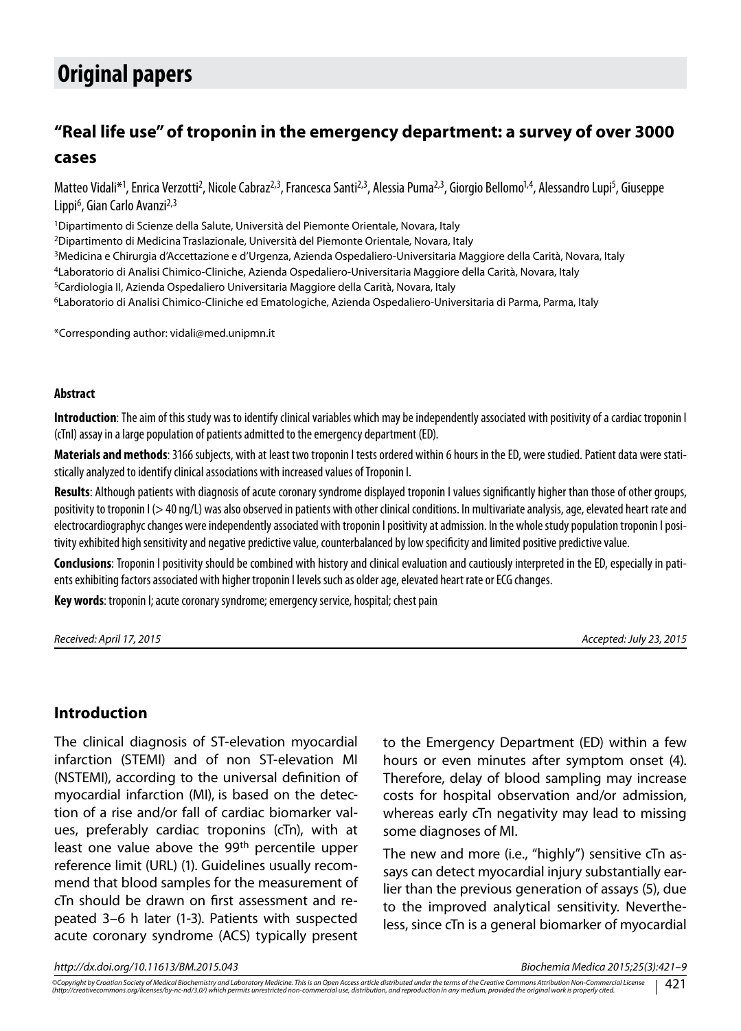# Original papers

## "Real life use" of troponin in the emergency department: a survey of over 3000 cases

Matteo Vidali*[1], Enrica Verzotti[2], Nicole Cabraz[2,3], Francesca Santi[2,3], Alessia Puma[2,3], Giorgio Bellomo[1,4], Alessandro Lupi[5], Giuseppe Lippi[6], Gian Carlo Avanzi[2,3]

[1]Dipartimento di Scienze della Salute, Università del Piemonte Orientale, Novara, Italy
[2]Dipartimento di Medicina Traslazionale, Università del Piemonte Orientale, Novara, Italy
[3]Medicina e Chirurgia d'Accettazione e d'Urgenza, Azienda Ospedaliero-Universitaria Maggiore della Carità, Novara, Italy
[4]Laboratorio di Analisi Chimico-Cliniche, Azienda Ospedaliero-Universitaria Maggiore della Carità, Novara, Italy
[5]Cardiologia II, Azienda Ospedaliero Universitaria Maggiore della Carità, Novara, Italy
[6]Laboratorio di Analisi Chimico-Cliniche ed Ematologiche, Azienda Ospedaliero-Universitaria di Parma, Parma, Italy

*Corresponding author: vidali@med.unipmn.it

#### Abstract

**Introduction**: The aim of this study was to identify clinical variables which may be independently associated with positivity of a cardiac troponin I (cTnI) assay in a large population of patients admitted to the emergency department (ED).

**Materials and methods**: 3166 subjects, with at least two troponin I tests ordered within 6 hours in the ED, were studied. Patient data were statistically analyzed to identify clinical associations with increased values of Troponin I.

**Results**: Although patients with diagnosis of acute coronary syndrome displayed troponin I values significantly higher than those of other groups, positivity to troponin I (> 40 ng/L) was also observed in patients with other clinical conditions. In multivariate analysis, age, elevated heart rate and electrocardiographyc changes were independently associated with troponin I positivity at admission. In the whole study population troponin I positivity exhibited high sensitivity and negative predictive value, counterbalanced by low specificity and limited positive predictive value.

**Conclusions**: Troponin I positivity should be combined with history and clinical evaluation and cautiously interpreted in the ED, especially in patients exhibiting factors associated with higher troponin I levels such as older age, elevated heart rate or ECG changes.

**Key words**: troponin I; acute coronary syndrome; emergency service, hospital; chest pain

*Received: April 17, 2015* *Accepted: July 23, 2015*

## Introduction

The clinical diagnosis of ST-elevation myocardial infarction (STEMI) and of non ST-elevation MI (NSTEMI), according to the universal definition of myocardial infarction (MI), is based on the detection of a rise and/or fall of cardiac biomarker values, preferably cardiac troponins (cTn), with at least one value above the 99th percentile upper reference limit (URL) (1). Guidelines usually recommend that blood samples for the measurement of cTn should be drawn on first assessment and repeated 3–6 h later (1-3). Patients with suspected acute coronary syndrome (ACS) typically present to the Emergency Department (ED) within a few hours or even minutes after symptom onset (4). Therefore, delay of blood sampling may increase costs for hospital observation and/or admission, whereas early cTn negativity may lead to missing some diagnoses of MI.

The new and more (i.e., "highly") sensitive cTn assays can detect myocardial injury substantially earlier than the previous generation of assays (5), due to the improved analytical sensitivity. Nevertheless, since cTn is a general biomarker of myocardial

*http://dx.doi.org/10.11613/BM.2015.043*

*©Copyright by Croatian Society of Medical Biochemistry and Laboratory Medicine. This is an Open Access article distributed under the terms of the Creative Commons Attribution Non-Commercial License (http://creativecommons.org/licenses/by-nc-nd/3.0/) which permits unrestricted non-commercial use, distribution, and reproduction in any medium, provided the original work is properly cited.*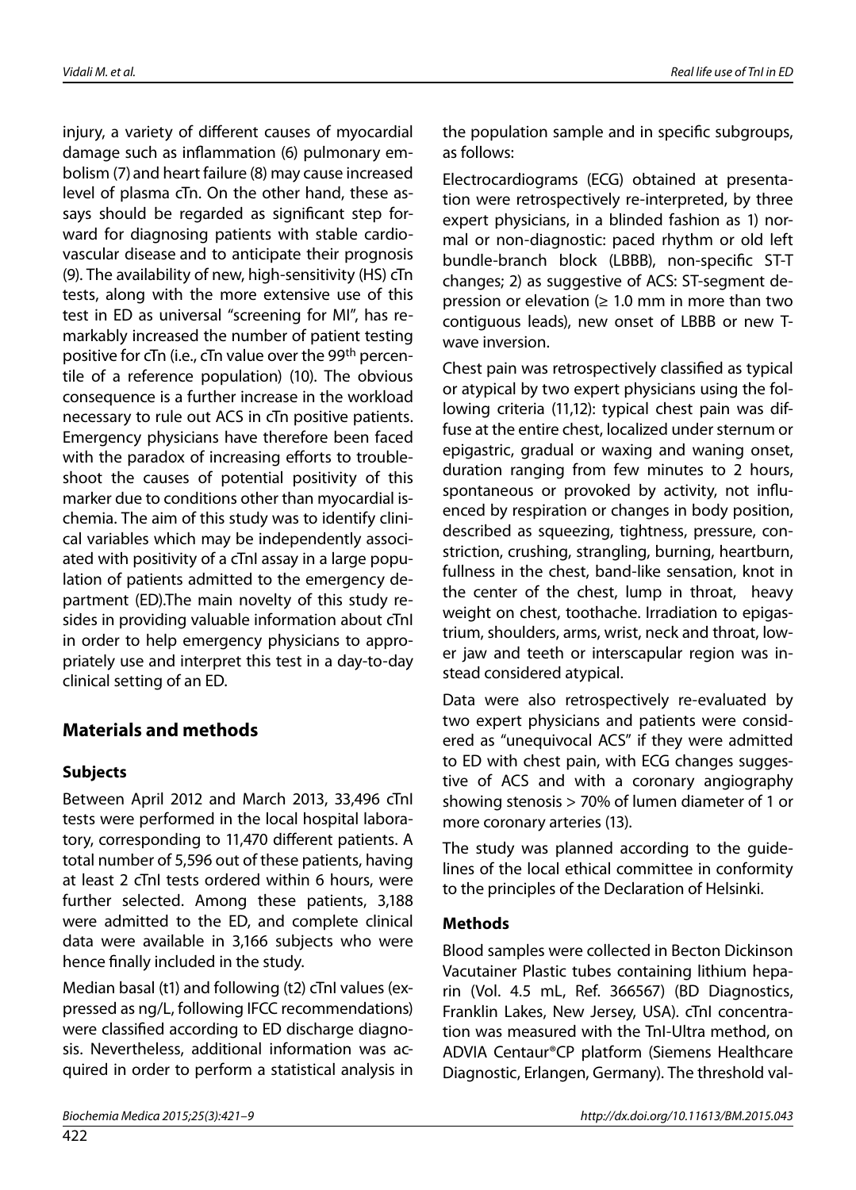injury, a variety of different causes of myocardial damage such as inflammation (6) pulmonary embolism (7) and heart failure (8) may cause increased level of plasma cTn. On the other hand, these assays should be regarded as significant step forward for diagnosing patients with stable cardiovascular disease and to anticipate their prognosis (9). The availability of new, high-sensitivity (HS) cTn tests, along with the more extensive use of this test in ED as universal "screening for MI", has remarkably increased the number of patient testing positive for cTn (i.e., cTn value over the 99th percentile of a reference population) (10). The obvious consequence is a further increase in the workload necessary to rule out ACS in cTn positive patients. Emergency physicians have therefore been faced with the paradox of increasing efforts to troubleshoot the causes of potential positivity of this marker due to conditions other than myocardial ischemia. The aim of this study was to identify clinical variables which may be independently associated with positivity of a cTnI assay in a large population of patients admitted to the emergency department (ED).The main novelty of this study resides in providing valuable information about cTnI in order to help emergency physicians to appropriately use and interpret this test in a day-to-day clinical setting of an ED.

## Materials and methods

### Subjects

Between April 2012 and March 2013, 33,496 cTnI tests were performed in the local hospital laboratory, corresponding to 11,470 different patients. A total number of 5,596 out of these patients, having at least 2 cTnI tests ordered within 6 hours, were further selected. Among these patients, 3,188 were admitted to the ED, and complete clinical data were available in 3,166 subjects who were hence finally included in the study.

Median basal (t1) and following (t2) cTnI values (expressed as ng/L, following IFCC recommendations) were classified according to ED discharge diagnosis. Nevertheless, additional information was acquired in order to perform a statistical analysis in the population sample and in specific subgroups, as follows:

Electrocardiograms (ECG) obtained at presentation were retrospectively re-interpreted, by three expert physicians, in a blinded fashion as 1) normal or non-diagnostic: paced rhythm or old left bundle-branch block (LBBB), non-specific ST-T changes; 2) as suggestive of ACS: ST-segment depression or elevation (≥ 1.0 mm in more than two contiguous leads), new onset of LBBB or new T-wave inversion.

Chest pain was retrospectively classified as typical or atypical by two expert physicians using the following criteria (11,12): typical chest pain was diffuse at the entire chest, localized under sternum or epigastric, gradual or waxing and waning onset, duration ranging from few minutes to 2 hours, spontaneous or provoked by activity, not influenced by respiration or changes in body position, described as squeezing, tightness, pressure, constriction, crushing, strangling, burning, heartburn, fullness in the chest, band-like sensation, knot in the center of the chest, lump in throat, heavy weight on chest, toothache. Irradiation to epigastrium, shoulders, arms, wrist, neck and throat, lower jaw and teeth or interscapular region was instead considered atypical.

Data were also retrospectively re-evaluated by two expert physicians and patients were considered as "unequivocal ACS" if they were admitted to ED with chest pain, with ECG changes suggestive of ACS and with a coronary angiography showing stenosis > 70% of lumen diameter of 1 or more coronary arteries (13).

The study was planned according to the guidelines of the local ethical committee in conformity to the principles of the Declaration of Helsinki.

### Methods

Blood samples were collected in Becton Dickinson Vacutainer Plastic tubes containing lithium heparin (Vol. 4.5 mL, Ref. 366567) (BD Diagnostics, Franklin Lakes, New Jersey, USA). cTnI concentration was measured with the TnI-Ultra method, on ADVIA Centaur®CP platform (Siemens Healthcare Diagnostic, Erlangen, Germany). The threshold val-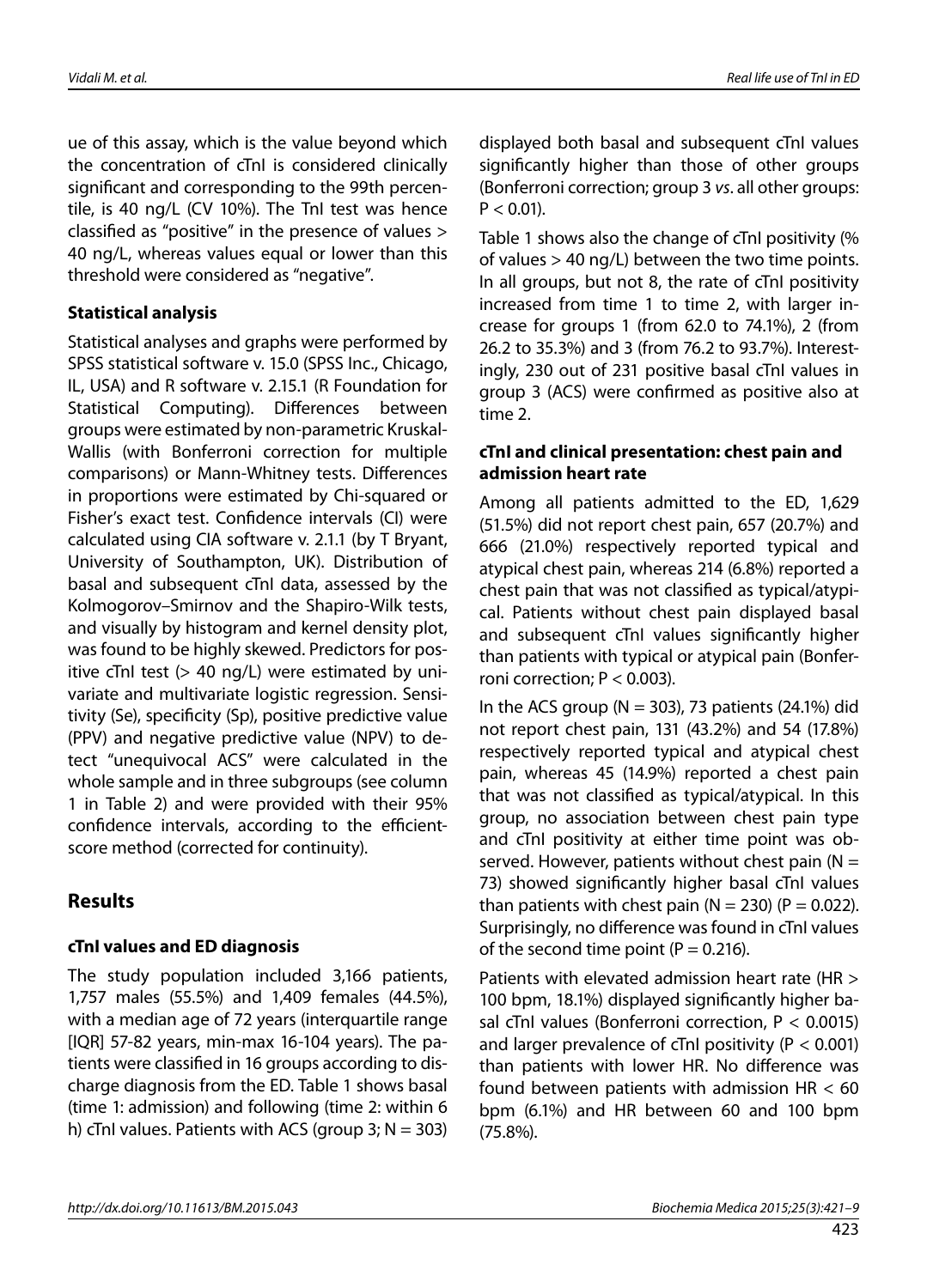ue of this assay, which is the value beyond which the concentration of cTnI is considered clinically significant and corresponding to the 99th percentile, is 40 ng/L (CV 10%). The TnI test was hence classified as "positive" in the presence of values > 40 ng/L, whereas values equal or lower than this threshold were considered as "negative".

### Statistical analysis

Statistical analyses and graphs were performed by SPSS statistical software v. 15.0 (SPSS Inc., Chicago, IL, USA) and R software v. 2.15.1 (R Foundation for Statistical Computing). Differences between groups were estimated by non-parametric Kruskal-Wallis (with Bonferroni correction for multiple comparisons) or Mann-Whitney tests. Differences in proportions were estimated by Chi-squared or Fisher's exact test. Confidence intervals (CI) were calculated using CIA software v. 2.1.1 (by T Bryant, University of Southampton, UK). Distribution of basal and subsequent cTnI data, assessed by the Kolmogorov–Smirnov and the Shapiro-Wilk tests, and visually by histogram and kernel density plot, was found to be highly skewed. Predictors for positive cTnI test (> 40 ng/L) were estimated by univariate and multivariate logistic regression. Sensitivity (Se), specificity (Sp), positive predictive value (PPV) and negative predictive value (NPV) to detect "unequivocal ACS" were calculated in the whole sample and in three subgroups (see column 1 in Table 2) and were provided with their 95% confidence intervals, according to the efficient-score method (corrected for continuity).

## Results

### cTnI values and ED diagnosis

The study population included 3,166 patients, 1,757 males (55.5%) and 1,409 females (44.5%), with a median age of 72 years (interquartile range [IQR] 57-82 years, min-max 16-104 years). The patients were classified in 16 groups according to discharge diagnosis from the ED. Table 1 shows basal (time 1: admission) and following (time 2: within 6 h) cTnI values. Patients with ACS (group 3; N = 303) displayed both basal and subsequent cTnI values significantly higher than those of other groups (Bonferroni correction; group 3 *vs*. all other groups: $P < 0.01$).

Table 1 shows also the change of cTnI positivity (% of values > 40 ng/L) between the two time points. In all groups, but not 8, the rate of cTnI positivity increased from time 1 to time 2, with larger increase for groups 1 (from 62.0 to 74.1%), 2 (from 26.2 to 35.3%) and 3 (from 76.2 to 93.7%). Interestingly, 230 out of 231 positive basal cTnI values in group 3 (ACS) were confirmed as positive also at time 2.

### cTnI and clinical presentation: chest pain and admission heart rate

Among all patients admitted to the ED, 1,629 (51.5%) did not report chest pain, 657 (20.7%) and 666 (21.0%) respectively reported typical and atypical chest pain, whereas 214 (6.8%) reported a chest pain that was not classified as typical/atypical. Patients without chest pain displayed basal and subsequent cTnI values significantly higher than patients with typical or atypical pain (Bonferroni correction; $P < 0.003$).

In the ACS group (N = 303), 73 patients (24.1%) did not report chest pain, 131 (43.2%) and 54 (17.8%) respectively reported typical and atypical chest pain, whereas 45 (14.9%) reported a chest pain that was not classified as typical/atypical. In this group, no association between chest pain type and cTnI positivity at either time point was observed. However, patients without chest pain (N = 73) showed significantly higher basal cTnI values than patients with chest pain (N = 230) ($P = 0.022$). Surprisingly, no difference was found in cTnI values of the second time point ($P = 0.216$).

Patients with elevated admission heart rate (HR > 100 bpm, 18.1%) displayed significantly higher basal cTnI values (Bonferroni correction, $P < 0.0015$) and larger prevalence of cTnI positivity ($P < 0.001$) than patients with lower HR. No difference was found between patients with admission HR < 60 bpm (6.1%) and HR between 60 and 100 bpm (75.8%).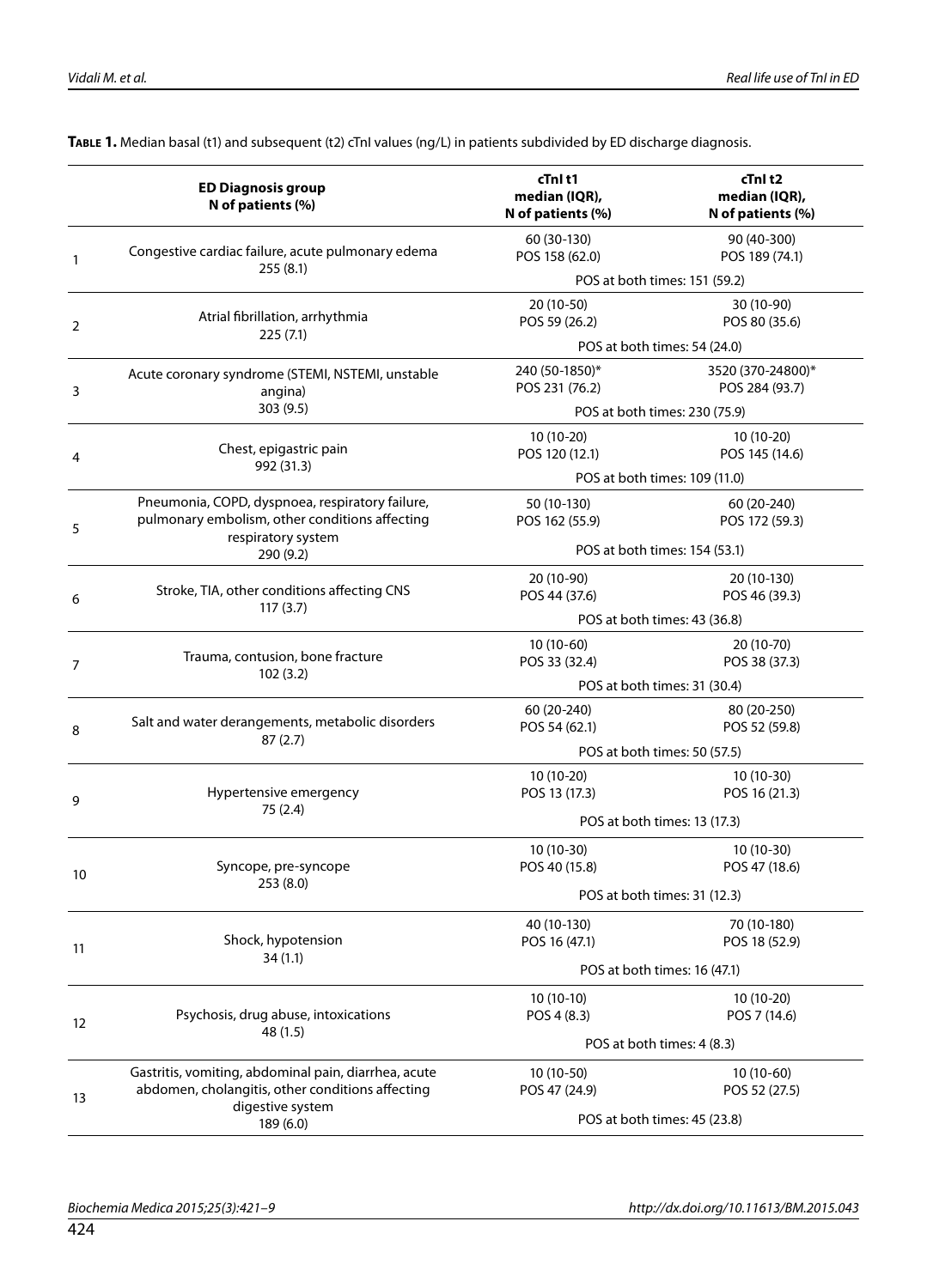**Table 1.** Median basal (t1) and subsequent (t2) cTnI values (ng/L) in patients subdivided by ED discharge diagnosis.

| | ED Diagnosis group N of patients (%) | cTnI t1 median (IQR), N of patients (%) | cTnI t2 median (IQR), N of patients (%) |
|---|---|---|---|
| 1 | Congestive cardiac failure, acute pulmonary edema 255 (8.1) | 60 (30-130) POS 158 (62.0) | 90 (40-300) POS 189 (74.1) |
| | | POS at both times: 151 (59.2) | |
| 2 | Atrial fibrillation, arrhythmia 225 (7.1) | 20 (10-50) POS 59 (26.2) | 30 (10-90) POS 80 (35.6) |
| | | POS at both times: 54 (24.0) | |
| 3 | Acute coronary syndrome (STEMI, NSTEMI, unstable angina) 303 (9.5) | 240 (50-1850)* POS 231 (76.2) | 3520 (370-24800)* POS 284 (93.7) |
| | | POS at both times: 230 (75.9) | |
| 4 | Chest, epigastric pain 992 (31.3) | 10 (10-20) POS 120 (12.1) | 10 (10-20) POS 145 (14.6) |
| | | POS at both times: 109 (11.0) | |
| 5 | Pneumonia, COPD, dyspnoea, respiratory failure, pulmonary embolism, other conditions affecting respiratory system 290 (9.2) | 50 (10-130) POS 162 (55.9) | 60 (20-240) POS 172 (59.3) |
| | | POS at both times: 154 (53.1) | |
| 6 | Stroke, TIA, other conditions affecting CNS 117 (3.7) | 20 (10-90) POS 44 (37.6) | 20 (10-130) POS 46 (39.3) |
| | | POS at both times: 43 (36.8) | |
| 7 | Trauma, contusion, bone fracture 102 (3.2) | 10 (10-60) POS 33 (32.4) | 20 (10-70) POS 38 (37.3) |
| | | POS at both times: 31 (30.4) | |
| 8 | Salt and water derangements, metabolic disorders 87 (2.7) | 60 (20-240) POS 54 (62.1) | 80 (20-250) POS 52 (59.8) |
| | | POS at both times: 50 (57.5) | |
| 9 | Hypertensive emergency 75 (2.4) | 10 (10-20) POS 13 (17.3) | 10 (10-30) POS 16 (21.3) |
| | | POS at both times: 13 (17.3) | |
| 10 | Syncope, pre-syncope 253 (8.0) | 10 (10-30) POS 40 (15.8) | 10 (10-30) POS 47 (18.6) |
| | | POS at both times: 31 (12.3) | |
| 11 | Shock, hypotension 34 (1.1) | 40 (10-130) POS 16 (47.1) | 70 (10-180) POS 18 (52.9) |
| | | POS at both times: 16 (47.1) | |
| 12 | Psychosis, drug abuse, intoxications 48 (1.5) | 10 (10-10) POS 4 (8.3) | 10 (10-20) POS 7 (14.6) |
| | | POS at both times: 4 (8.3) | |
| 13 | Gastritis, vomiting, abdominal pain, diarrhea, acute abdomen, cholangitis, other conditions affecting digestive system 189 (6.0) | 10 (10-50) POS 47 (24.9) | 10 (10-60) POS 52 (27.5) |
| | | POS at both times: 45 (23.8) | |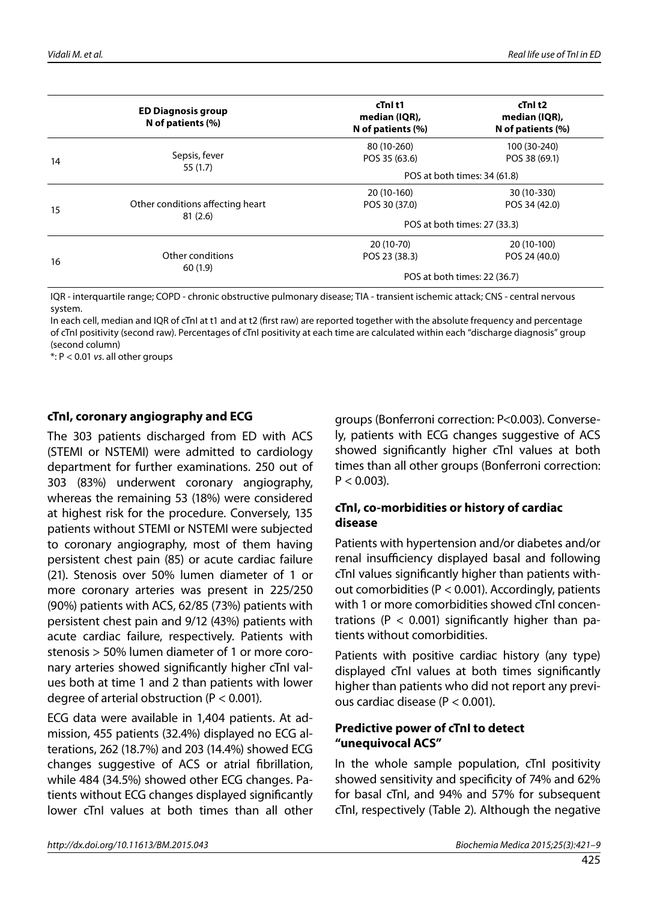| | ED Diagnosis group N of patients (%) | cTnI t1 median (IQR), N of patients (%) | cTnI t2 median (IQR), N of patients (%) |
|---|---|---|---|
| 14 | Sepsis, fever 55 (1.7) | 80 (10-260) POS 35 (63.6) | 100 (30-240) POS 38 (69.1) |
| | | POS at both times: 34 (61.8) | |
| 15 | Other conditions affecting heart 81 (2.6) | 20 (10-160) POS 30 (37.0) | 30 (10-330) POS 34 (42.0) |
| | | POS at both times: 27 (33.3) | |
| 16 | Other conditions 60 (1.9) | 20 (10-70) POS 23 (38.3) | 20 (10-100) POS 24 (40.0) |
| | | POS at both times: 22 (36.7) | |

IQR - interquartile range; COPD - chronic obstructive pulmonary disease; TIA - transient ischemic attack; CNS - central nervous system.
In each cell, median and IQR of cTnI at t1 and at t2 (first raw) are reported together with the absolute frequency and percentage of cTnI positivity (second raw). Percentages of cTnI positivity at each time are calculated within each "discharge diagnosis" group (second column)
*: P < 0.01 *vs.* all other groups

### cTnI, coronary angiography and ECG

The 303 patients discharged from ED with ACS (STEMI or NSTEMI) were admitted to cardiology department for further examinations. 250 out of 303 (83%) underwent coronary angiography, whereas the remaining 53 (18%) were considered at highest risk for the procedure. Conversely, 135 patients without STEMI or NSTEMI were subjected to coronary angiography, most of them having persistent chest pain (85) or acute cardiac failure (21). Stenosis over 50% lumen diameter of 1 or more coronary arteries was present in 225/250 (90%) patients with ACS, 62/85 (73%) patients with persistent chest pain and 9/12 (43%) patients with acute cardiac failure, respectively. Patients with stenosis > 50% lumen diameter of 1 or more coronary arteries showed significantly higher cTnI values both at time 1 and 2 than patients with lower degree of arterial obstruction (P < 0.001).

ECG data were available in 1,404 patients. At admission, 455 patients (32.4%) displayed no ECG alterations, 262 (18.7%) and 203 (14.4%) showed ECG changes suggestive of ACS or atrial fibrillation, while 484 (34.5%) showed other ECG changes. Patients without ECG changes displayed significantly lower cTnI values at both times than all other groups (Bonferroni correction: P<0.003). Conversely, patients with ECG changes suggestive of ACS showed significantly higher cTnI values at both times than all other groups (Bonferroni correction: P < 0.003).

### cTnI, co-morbidities or history of cardiac disease

Patients with hypertension and/or diabetes and/or renal insufficiency displayed basal and following cTnI values significantly higher than patients without comorbidities (P < 0.001). Accordingly, patients with 1 or more comorbidities showed cTnI concentrations (P < 0.001) significantly higher than patients without comorbidities.

Patients with positive cardiac history (any type) displayed cTnI values at both times significantly higher than patients who did not report any previous cardiac disease (P < 0.001).

### Predictive power of cTnI to detect "unequivocal ACS"

In the whole sample population, cTnI positivity showed sensitivity and specificity of 74% and 62% for basal cTnI, and 94% and 57% for subsequent cTnI, respectively (Table 2). Although the negative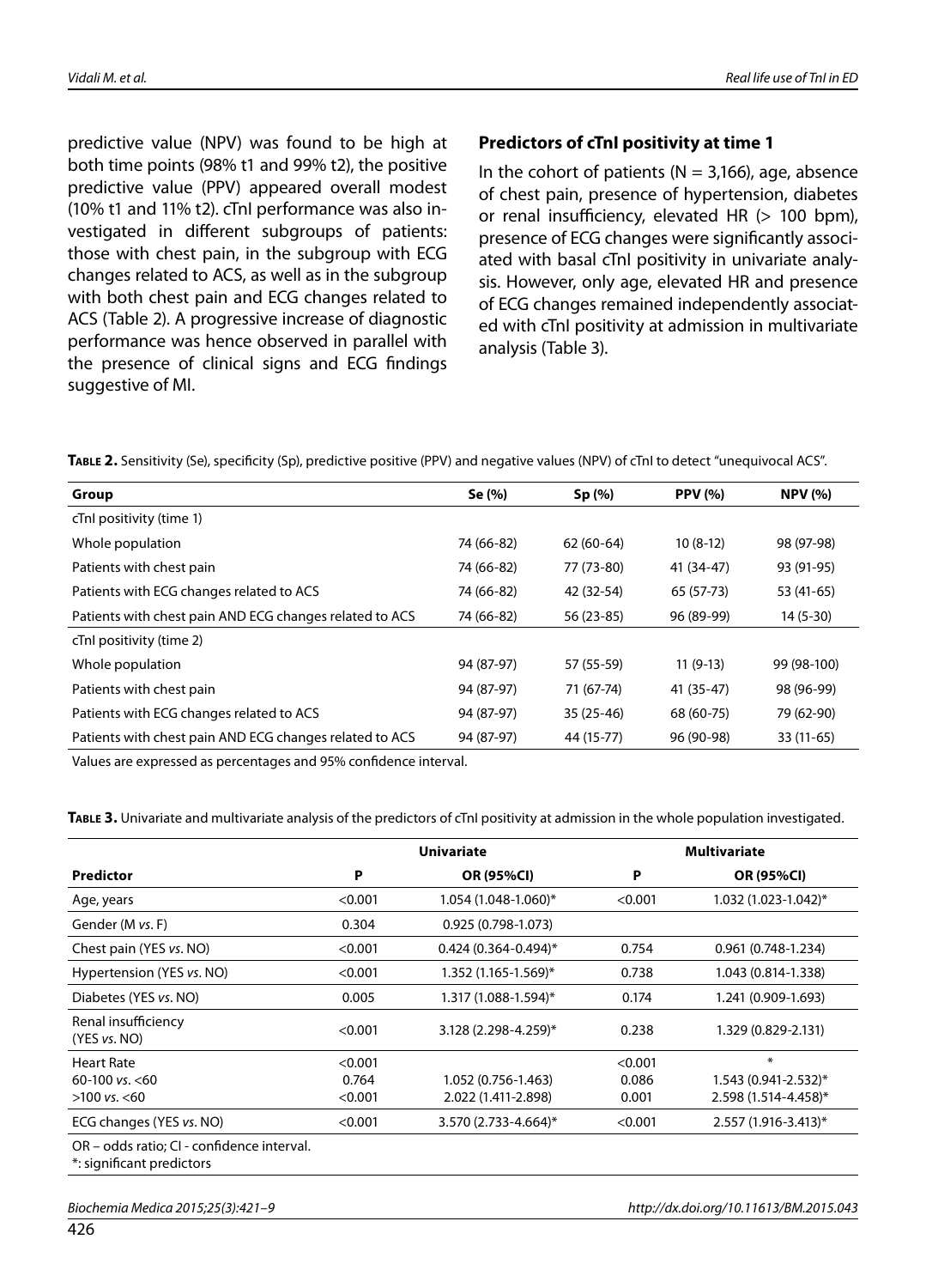predictive value (NPV) was found to be high at both time points (98% t1 and 99% t2), the positive predictive value (PPV) appeared overall modest (10% t1 and 11% t2). cTnI performance was also investigated in different subgroups of patients: those with chest pain, in the subgroup with ECG changes related to ACS, as well as in the subgroup with both chest pain and ECG changes related to ACS (Table 2). A progressive increase of diagnostic performance was hence observed in parallel with the presence of clinical signs and ECG findings suggestive of MI.

### Predictors of cTnI positivity at time 1

In the cohort of patients (N = 3,166), age, absence of chest pain, presence of hypertension, diabetes or renal insufficiency, elevated HR (> 100 bpm), presence of ECG changes were significantly associated with basal cTnI positivity in univariate analysis. However, only age, elevated HR and presence of ECG changes remained independently associated with cTnI positivity at admission in multivariate analysis (Table 3).

**Table 2.** Sensitivity (Se), specificity (Sp), predictive positive (PPV) and negative values (NPV) of cTnI to detect "unequivocal ACS".

| Group | Se (%) | Sp (%) | PPV (%) | NPV (%) |
|---|---|---|---|---|
| cTnI positivity (time 1) | | | | |
| Whole population | 74 (66-82) | 62 (60-64) | 10 (8-12) | 98 (97-98) |
| Patients with chest pain | 74 (66-82) | 77 (73-80) | 41 (34-47) | 93 (91-95) |
| Patients with ECG changes related to ACS | 74 (66-82) | 42 (32-54) | 65 (57-73) | 53 (41-65) |
| Patients with chest pain AND ECG changes related to ACS | 74 (66-82) | 56 (23-85) | 96 (89-99) | 14 (5-30) |
| cTnI positivity (time 2) | | | | |
| Whole population | 94 (87-97) | 57 (55-59) | 11 (9-13) | 99 (98-100) |
| Patients with chest pain | 94 (87-97) | 71 (67-74) | 41 (35-47) | 98 (96-99) |
| Patients with ECG changes related to ACS | 94 (87-97) | 35 (25-46) | 68 (60-75) | 79 (62-90) |
| Patients with chest pain AND ECG changes related to ACS | 94 (87-97) | 44 (15-77) | 96 (90-98) | 33 (11-65) |

Values are expressed as percentages and 95% confidence interval.

**Table 3.** Univariate and multivariate analysis of the predictors of cTnI positivity at admission in the whole population investigated.

| | Univariate | | Multivariate | |
|---|---|---|---|---|
| **Predictor** | **P** | **OR (95%CI)** | **P** | **OR (95%CI)** |
| Age, years | <0.001 | 1.054 (1.048-1.060)* | <0.001 | 1.032 (1.023-1.042)* |
| Gender (M *vs.* F) | 0.304 | 0.925 (0.798-1.073) | | |
| Chest pain (YES *vs.* NO) | <0.001 | 0.424 (0.364-0.494)* | 0.754 | 0.961 (0.748-1.234) |
| Hypertension (YES *vs.* NO) | <0.001 | 1.352 (1.165-1.569)* | 0.738 | 1.043 (0.814-1.338) |
| Diabetes (YES *vs.* NO) | 0.005 | 1.317 (1.088-1.594)* | 0.174 | 1.241 (0.909-1.693) |
| Renal insufficiency (YES *vs.* NO) | <0.001 | 3.128 (2.298-4.259)* | 0.238 | 1.329 (0.829-2.131) |
| Heart Rate | <0.001 | | <0.001 | * |
| 60-100 *vs.* <60 | 0.764 | 1.052 (0.756-1.463) | 0.086 | 1.543 (0.941-2.532)* |
| >100 *vs.* <60 | <0.001 | 2.022 (1.411-2.898) | 0.001 | 2.598 (1.514-4.458)* |
| ECG changes (YES *vs.* NO) | <0.001 | 3.570 (2.733-4.664)* | <0.001 | 2.557 (1.916-3.413)* |

OR – odds ratio; CI - confidence interval.
*: significant predictors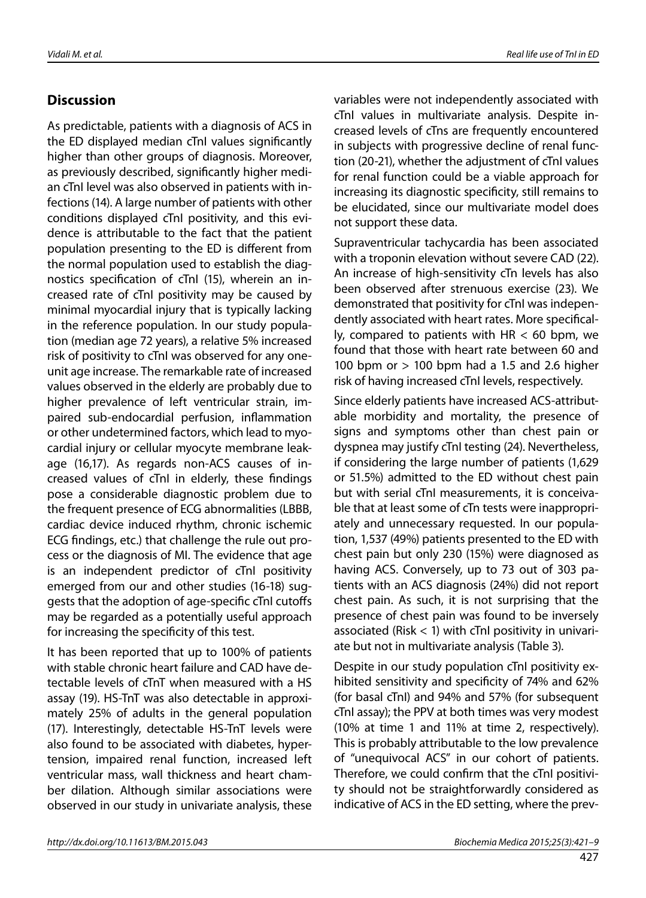## Discussion

As predictable, patients with a diagnosis of ACS in the ED displayed median cTnI values significantly higher than other groups of diagnosis. Moreover, as previously described, significantly higher median cTnI level was also observed in patients with infections (14). A large number of patients with other conditions displayed cTnI positivity, and this evidence is attributable to the fact that the patient population presenting to the ED is different from the normal population used to establish the diagnostics specification of cTnI (15), wherein an increased rate of cTnI positivity may be caused by minimal myocardial injury that is typically lacking in the reference population. In our study population (median age 72 years), a relative 5% increased risk of positivity to cTnI was observed for any one-unit age increase. The remarkable rate of increased values observed in the elderly are probably due to higher prevalence of left ventricular strain, impaired sub-endocardial perfusion, inflammation or other undetermined factors, which lead to myocardial injury or cellular myocyte membrane leakage (16,17). As regards non-ACS causes of increased values of cTnI in elderly, these findings pose a considerable diagnostic problem due to the frequent presence of ECG abnormalities (LBBB, cardiac device induced rhythm, chronic ischemic ECG findings, etc.) that challenge the rule out process or the diagnosis of MI. The evidence that age is an independent predictor of cTnI positivity emerged from our and other studies (16-18) suggests that the adoption of age-specific cTnI cutoffs may be regarded as a potentially useful approach for increasing the specificity of this test.

It has been reported that up to 100% of patients with stable chronic heart failure and CAD have detectable levels of cTnT when measured with a HS assay (19). HS-TnT was also detectable in approximately 25% of adults in the general population (17). Interestingly, detectable HS-TnT levels were also found to be associated with diabetes, hypertension, impaired renal function, increased left ventricular mass, wall thickness and heart chamber dilation. Although similar associations were observed in our study in univariate analysis, these variables were not independently associated with cTnI values in multivariate analysis. Despite increased levels of cTns are frequently encountered in subjects with progressive decline of renal function (20-21), whether the adjustment of cTnI values for renal function could be a viable approach for increasing its diagnostic specificity, still remains to be elucidated, since our multivariate model does not support these data.

Supraventricular tachycardia has been associated with a troponin elevation without severe CAD (22). An increase of high-sensitivity cTn levels has also been observed after strenuous exercise (23). We demonstrated that positivity for cTnI was independently associated with heart rates. More specifically, compared to patients with HR < 60 bpm, we found that those with heart rate between 60 and 100 bpm or > 100 bpm had a 1.5 and 2.6 higher risk of having increased cTnI levels, respectively.

Since elderly patients have increased ACS-attributable morbidity and mortality, the presence of signs and symptoms other than chest pain or dyspnea may justify cTnI testing (24). Nevertheless, if considering the large number of patients (1,629 or 51.5%) admitted to the ED without chest pain but with serial cTnI measurements, it is conceivable that at least some of cTn tests were inappropriately and unnecessary requested. In our population, 1,537 (49%) patients presented to the ED with chest pain but only 230 (15%) were diagnosed as having ACS. Conversely, up to 73 out of 303 patients with an ACS diagnosis (24%) did not report chest pain. As such, it is not surprising that the presence of chest pain was found to be inversely associated (Risk < 1) with cTnI positivity in univariate but not in multivariate analysis (Table 3).

Despite in our study population cTnI positivity exhibited sensitivity and specificity of 74% and 62% (for basal cTnI) and 94% and 57% (for subsequent cTnI assay); the PPV at both times was very modest (10% at time 1 and 11% at time 2, respectively). This is probably attributable to the low prevalence of "unequivocal ACS" in our cohort of patients. Therefore, we could confirm that the cTnI positivity should not be straightforwardly considered as indicative of ACS in the ED setting, where the prev-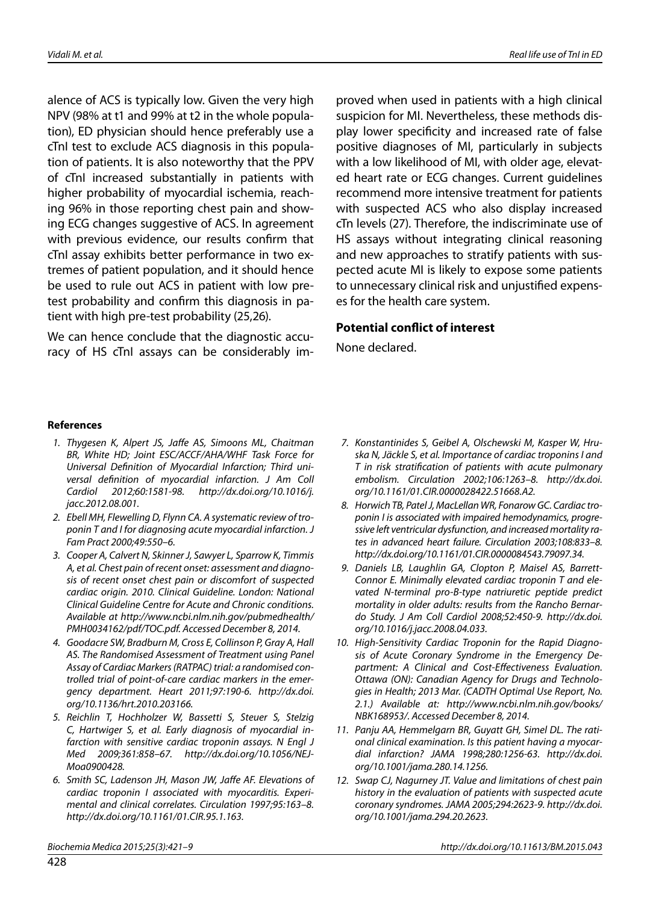alence of ACS is typically low. Given the very high NPV (98% at t1 and 99% at t2 in the whole population), ED physician should hence preferably use a cTnI test to exclude ACS diagnosis in this population of patients. It is also noteworthy that the PPV of cTnI increased substantially in patients with higher probability of myocardial ischemia, reaching 96% in those reporting chest pain and showing ECG changes suggestive of ACS. In agreement with previous evidence, our results confirm that cTnI assay exhibits better performance in two extremes of patient population, and it should hence be used to rule out ACS in patient with low pre-test probability and confirm this diagnosis in patient with high pre-test probability (25,26).

We can hence conclude that the diagnostic accuracy of HS cTnI assays can be considerably improved when used in patients with a high clinical suspicion for MI. Nevertheless, these methods display lower specificity and increased rate of false positive diagnoses of MI, particularly in subjects with a low likelihood of MI, with older age, elevated heart rate or ECG changes. Current guidelines recommend more intensive treatment for patients with suspected ACS who also display increased cTn levels (27). Therefore, the indiscriminate use of HS assays without integrating clinical reasoning and new approaches to stratify patients with suspected acute MI is likely to expose some patients to unnecessary clinical risk and unjustified expenses for the health care system.

### Potential conflict of interest

None declared.

### References

1. *Thygesen K, Alpert JS, Jaffe AS, Simoons ML, Chaitman BR, White HD; Joint ESC/ACCF/AHA/WHF Task Force for Universal Definition of Myocardial Infarction; Third universal definition of myocardial infarction. J Am Coll Cardiol 2012;60:1581-98. http://dx.doi.org/10.1016/j.jacc.2012.08.001.*
2. *Ebell MH, Flewelling D, Flynn CA. A systematic review of troponin T and I for diagnosing acute myocardial infarction. J Fam Pract 2000;49:550–6.*
3. *Cooper A, Calvert N, Skinner J, Sawyer L, Sparrow K, Timmis A, et al. Chest pain of recent onset: assessment and diagnosis of recent onset chest pain or discomfort of suspected cardiac origin. 2010. Clinical Guideline. London: National Clinical Guideline Centre for Acute and Chronic conditions. Available at http://www.ncbi.nlm.nih.gov/pubmedhealth/PMH0034162/pdf/TOC.pdf. Accessed December 8, 2014.*
4. *Goodacre SW, Bradburn M, Cross E, Collinson P, Gray A, Hall AS. The Randomised Assessment of Treatment using Panel Assay of Cardiac Markers (RATPAC) trial: a randomised controlled trial of point-of-care cardiac markers in the emergency department. Heart 2011;97:190-6. http://dx.doi.org/10.1136/hrt.2010.203166.*
5. *Reichlin T, Hochholzer W, Bassetti S, Steuer S, Stelzig C, Hartwiger S, et al. Early diagnosis of myocardial infarction with sensitive cardiac troponin assays. N Engl J Med 2009;361:858–67. http://dx.doi.org/10.1056/NEJMoa0900428.*
6. *Smith SC, Ladenson JH, Mason JW, Jaffe AF. Elevations of cardiac troponin I associated with myocarditis. Experimental and clinical correlates. Circulation 1997;95:163–8. http://dx.doi.org/10.1161/01.CIR.95.1.163.*
7. *Konstantinides S, Geibel A, Olschewski M, Kasper W, Hruska N, Jäckle S, et al. Importance of cardiac troponins I and T in risk stratification of patients with acute pulmonary embolism. Circulation 2002;106:1263–8. http://dx.doi.org/10.1161/01.CIR.0000028422.51668.A2.*
8. *Horwich TB, Patel J, MacLellan WR, Fonarow GC. Cardiac troponin I is associated with impaired hemodynamics, progressive left ventricular dysfunction, and increased mortality rates in advanced heart failure. Circulation 2003;108:833–8. http://dx.doi.org/10.1161/01.CIR.0000084543.79097.34.*
9. *Daniels LB, Laughlin GA, Clopton P, Maisel AS, Barrett-Connor E. Minimally elevated cardiac troponin T and elevated N-terminal pro-B-type natriuretic peptide predict mortality in older adults: results from the Rancho Bernardo Study. J Am Coll Cardiol 2008;52:450-9. http://dx.doi.org/10.1016/j.jacc.2008.04.033.*
10. *High-Sensitivity Cardiac Troponin for the Rapid Diagnosis of Acute Coronary Syndrome in the Emergency Department: A Clinical and Cost-Effectiveness Evaluation. Ottawa (ON): Canadian Agency for Drugs and Technologies in Health; 2013 Mar. (CADTH Optimal Use Report, No. 2.1.) Available at: http://www.ncbi.nlm.nih.gov/books/NBK168953/. Accessed December 8, 2014.*
11. *Panju AA, Hemmelgarn BR, Guyatt GH, Simel DL. The rational clinical examination. Is this patient having a myocardial infarction? JAMA 1998;280:1256-63. http://dx.doi.org/10.1001/jama.280.14.1256.*
12. *Swap CJ, Nagurney JT. Value and limitations of chest pain history in the evaluation of patients with suspected acute coronary syndromes. JAMA 2005;294:2623-9. http://dx.doi.org/10.1001/jama.294.20.2623.*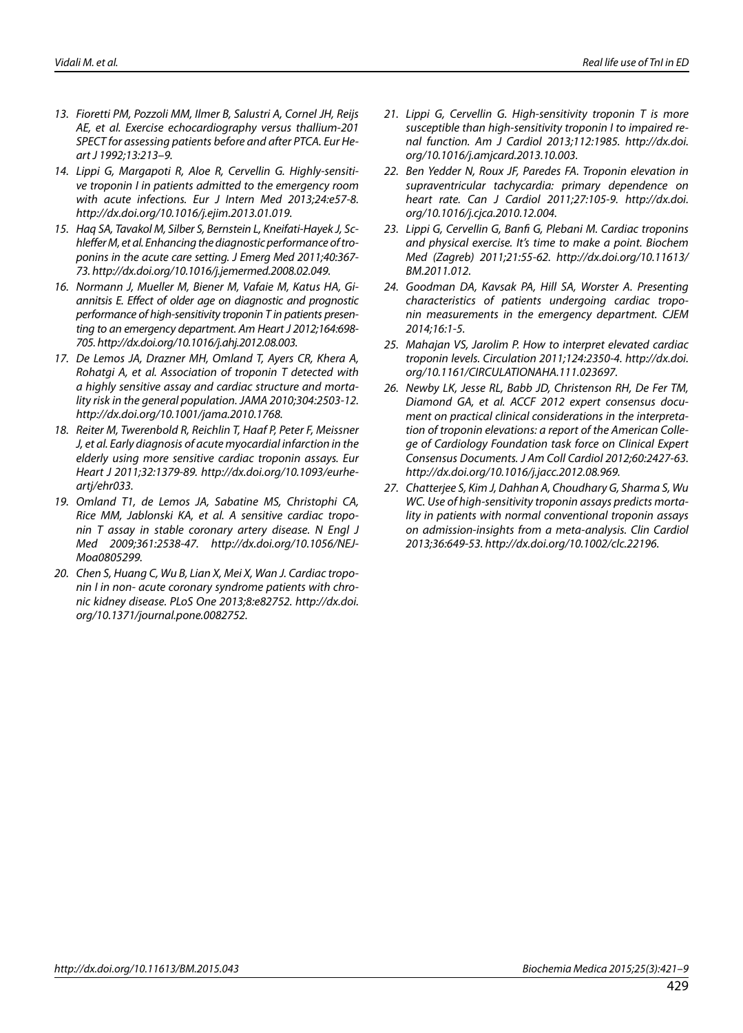13. Fioretti PM, Pozzoli MM, Ilmer B, Salustri A, Cornel JH, Reijs AE, et al. Exercise echocardiography versus thallium-201 SPECT for assessing patients before and after PTCA. Eur Heart J 1992;13:213–9.
14. Lippi G, Margapoti R, Aloe R, Cervellin G. Highly-sensitive troponin I in patients admitted to the emergency room with acute infections. Eur J Intern Med 2013;24:e57-8. http://dx.doi.org/10.1016/j.ejim.2013.01.019.
15. Haq SA, Tavakol M, Silber S, Bernstein L, Kneifati-Hayek J, Schleffer M, et al. Enhancing the diagnostic performance of troponins in the acute care setting. J Emerg Med 2011;40:367-73. http://dx.doi.org/10.1016/j.jemermed.2008.02.049.
16. Normann J, Mueller M, Biener M, Vafaie M, Katus HA, Giannitsis E. Effect of older age on diagnostic and prognostic performance of high-sensitivity troponin T in patients presenting to an emergency department. Am Heart J 2012;164:698-705. http://dx.doi.org/10.1016/j.ahj.2012.08.003.
17. De Lemos JA, Drazner MH, Omland T, Ayers CR, Khera A, Rohatgi A, et al. Association of troponin T detected with a highly sensitive assay and cardiac structure and mortality risk in the general population. JAMA 2010;304:2503-12. http://dx.doi.org/10.1001/jama.2010.1768.
18. Reiter M, Twerenbold R, Reichlin T, Haaf P, Peter F, Meissner J, et al. Early diagnosis of acute myocardial infarction in the elderly using more sensitive cardiac troponin assays. Eur Heart J 2011;32:1379-89. http://dx.doi.org/10.1093/eurheartj/ehr033.
19. Omland T1, de Lemos JA, Sabatine MS, Christophi CA, Rice MM, Jablonski KA, et al. A sensitive cardiac troponin T assay in stable coronary artery disease. N Engl J Med 2009;361:2538-47. http://dx.doi.org/10.1056/NEJMoa0805299.
20. Chen S, Huang C, Wu B, Lian X, Mei X, Wan J. Cardiac troponin I in non- acute coronary syndrome patients with chronic kidney disease. PLoS One 2013;8:e82752. http://dx.doi.org/10.1371/journal.pone.0082752.
21. Lippi G, Cervellin G. High-sensitivity troponin T is more susceptible than high-sensitivity troponin I to impaired renal function. Am J Cardiol 2013;112:1985. http://dx.doi.org/10.1016/j.amjcard.2013.10.003.
22. Ben Yedder N, Roux JF, Paredes FA. Troponin elevation in supraventricular tachycardia: primary dependence on heart rate. Can J Cardiol 2011;27:105-9. http://dx.doi.org/10.1016/j.cjca.2010.12.004.
23. Lippi G, Cervellin G, Banfi G, Plebani M. Cardiac troponins and physical exercise. It's time to make a point. Biochem Med (Zagreb) 2011;21:55-62. http://dx.doi.org/10.11613/BM.2011.012.
24. Goodman DA, Kavsak PA, Hill SA, Worster A. Presenting characteristics of patients undergoing cardiac troponin measurements in the emergency department. CJEM 2014;16:1-5.
25. Mahajan VS, Jarolim P. How to interpret elevated cardiac troponin levels. Circulation 2011;124:2350-4. http://dx.doi.org/10.1161/CIRCULATIONAHA.111.023697.
26. Newby LK, Jesse RL, Babb JD, Christenson RH, De Fer TM, Diamond GA, et al. ACCF 2012 expert consensus document on practical clinical considerations in the interpretation of troponin elevations: a report of the American College of Cardiology Foundation task force on Clinical Expert Consensus Documents. J Am Coll Cardiol 2012;60:2427-63. http://dx.doi.org/10.1016/j.jacc.2012.08.969.
27. Chatterjee S, Kim J, Dahhan A, Choudhary G, Sharma S, Wu WC. Use of high-sensitivity troponin assays predicts mortality in patients with normal conventional troponin assays on admission-insights from a meta-analysis. Clin Cardiol 2013;36:649-53. http://dx.doi.org/10.1002/clc.22196.